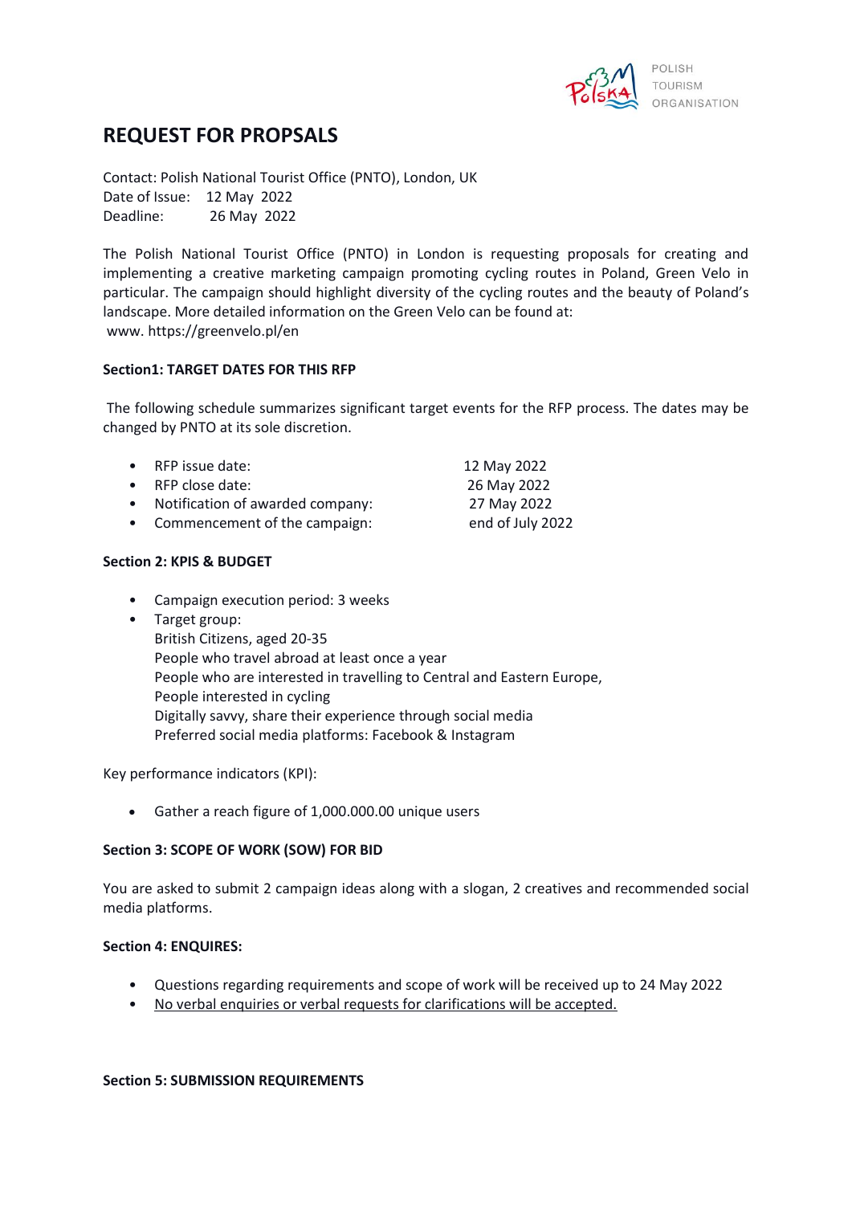POLISH TOURISM ORGANISATION

# REQUEST FOR PROPSALS

Contact: Polish National Tourist Office (PNTO), London, UK
Date of Issue: 12 May 2022
Deadline: 26 May 2022

The Polish National Tourist Office (PNTO) in London is requesting proposals for creating and implementing a creative marketing campaign promoting cycling routes in Poland, Green Velo in particular. The campaign should highlight diversity of the cycling routes and the beauty of Poland's landscape. More detailed information on the Green Velo can be found at:
www. https://greenvelo.pl/en

**Section1: TARGET DATES FOR THIS RFP**

The following schedule summarizes significant target events for the RFP process. The dates may be changed by PNTO at its sole discretion.

- RFP issue date: 12 May 2022
- RFP close date: 26 May 2022
- Notification of awarded company: 27 May 2022
- Commencement of the campaign: end of July 2022

**Section 2: KPIS & BUDGET**

- Campaign execution period: 3 weeks
- Target group:
  British Citizens, aged 20-35
  People who travel abroad at least once a year
  People who are interested in travelling to Central and Eastern Europe,
  People interested in cycling
  Digitally savvy, share their experience through social media
  Preferred social media platforms: Facebook & Instagram

Key performance indicators (KPI):

- Gather a reach figure of 1,000.000.00 unique users

**Section 3: SCOPE OF WORK (SOW) FOR BID**

You are asked to submit 2 campaign ideas along with a slogan, 2 creatives and recommended social media platforms.

**Section 4: ENQUIRES:**

- Questions regarding requirements and scope of work will be received up to 24 May 2022
- <u>No verbal enquiries or verbal requests for clarifications will be accepted.</u>

**Section 5: SUBMISSION REQUIREMENTS**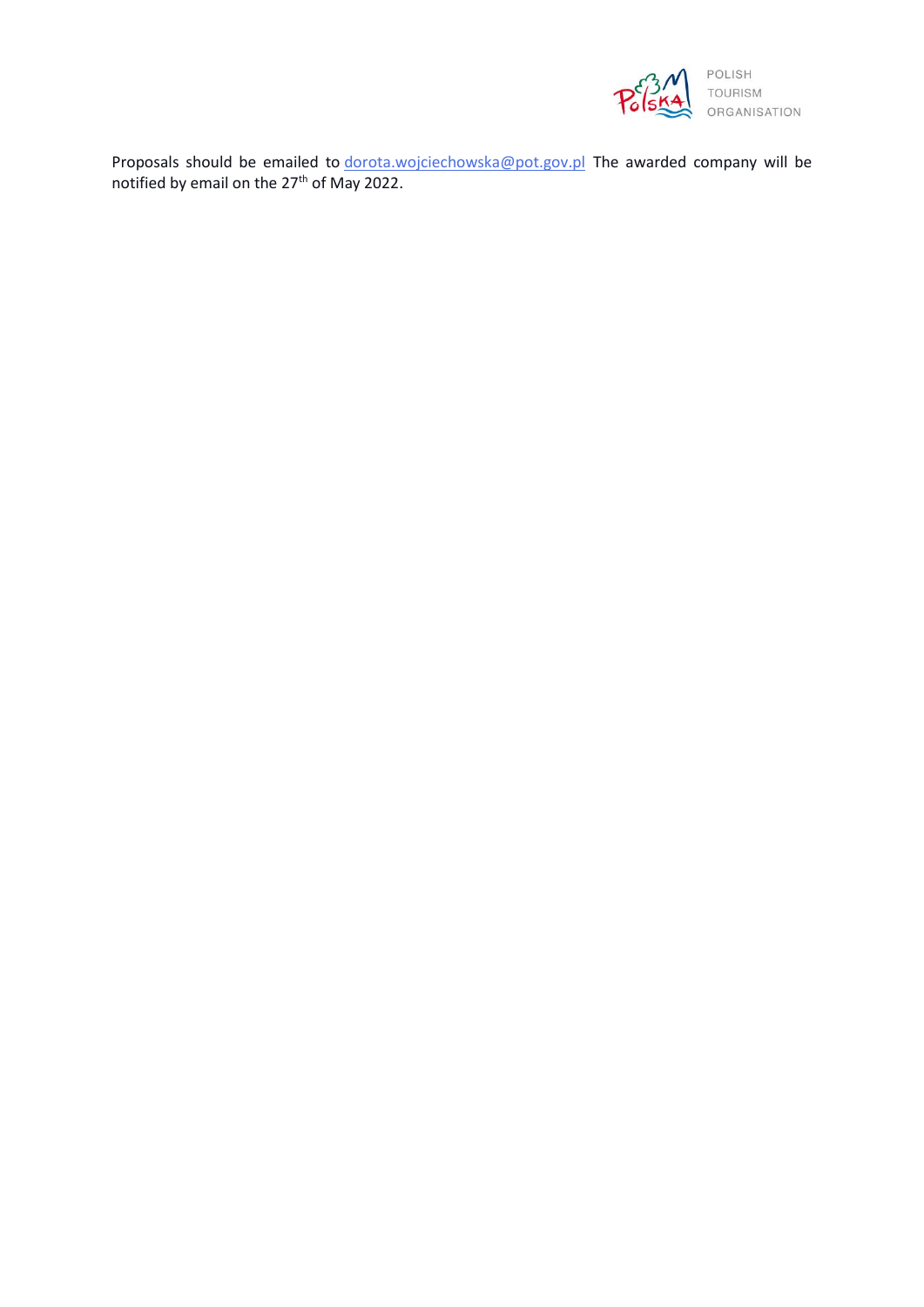Proposals should be emailed to dorota.wojciechowska@pot.gov.pl The awarded company will be notified by email on the 27th of May 2022.